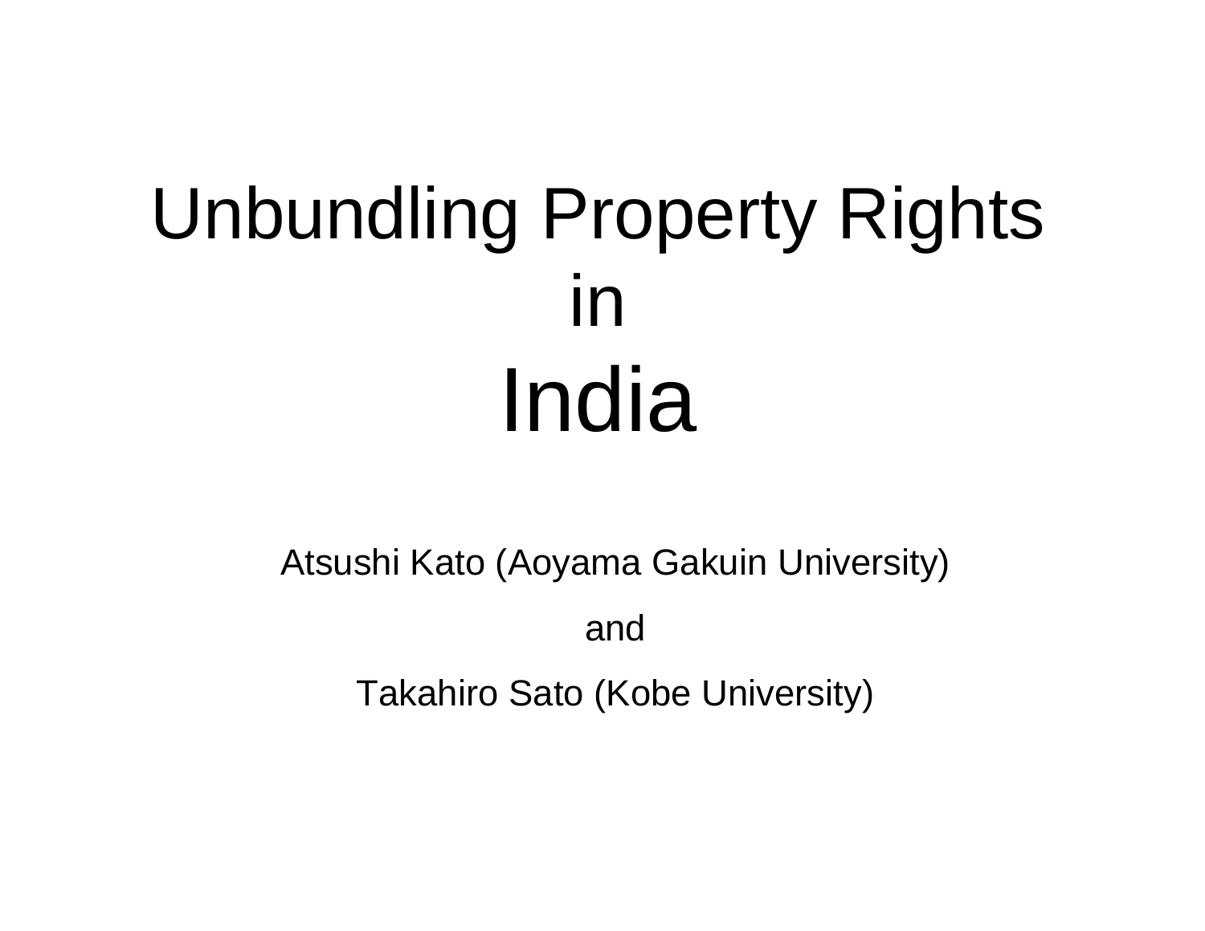# Unbundling Property Rights in India

Atsushi Kato (Aoyama Gakuin University)

and

Takahiro Sato (Kobe University)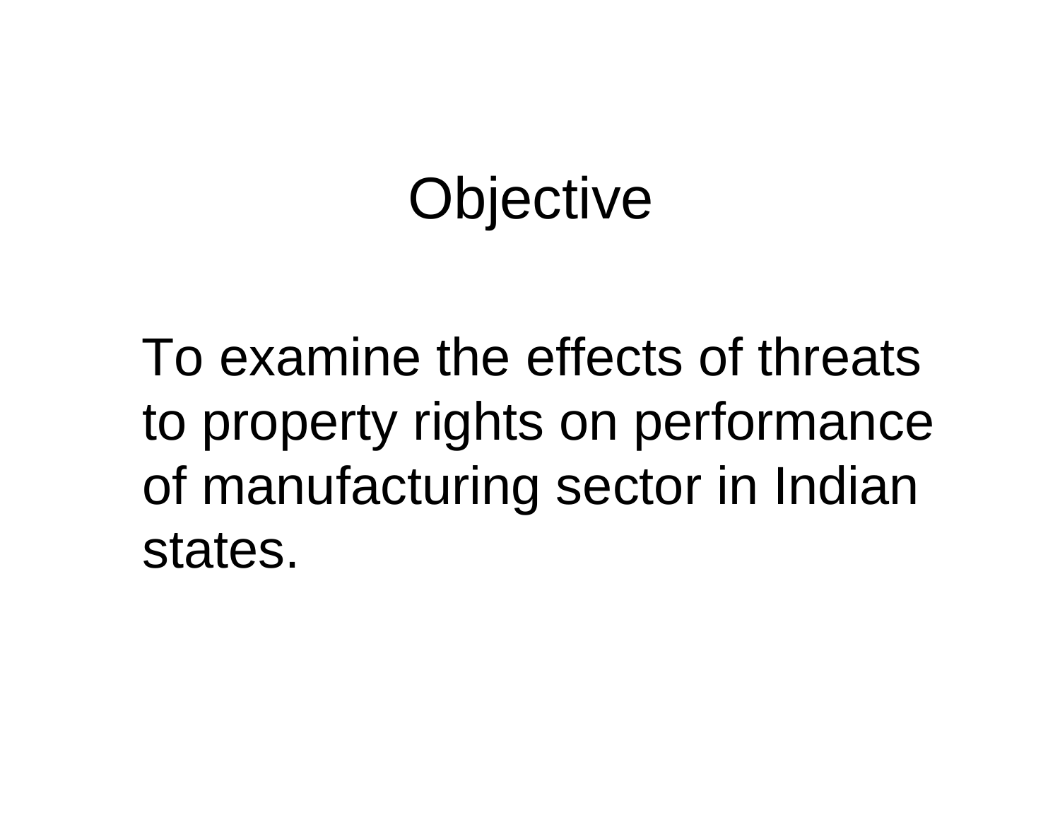# Objective

To examine the effects of threats to property rights on performance of manufacturing sector in Indian states.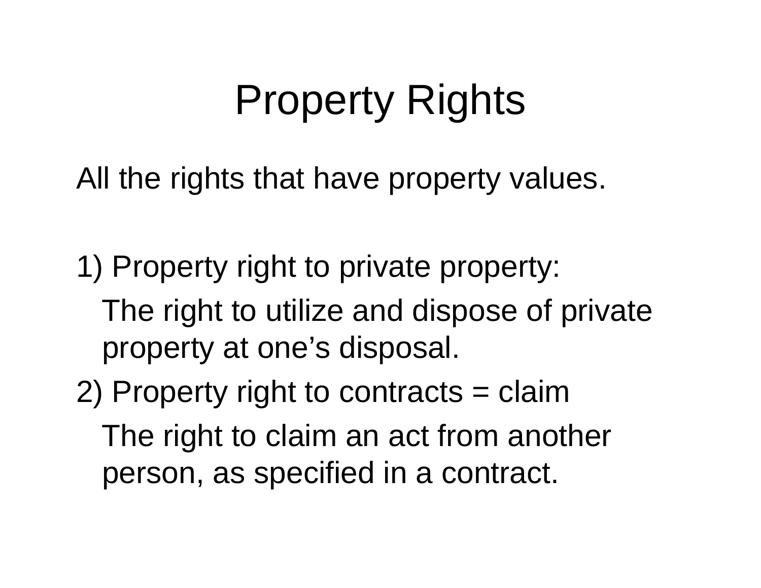# Property Rights

All the rights that have property values.

1) Property right to private property:

   The right to utilize and dispose of private property at one’s disposal.

2) Property right to contracts = claim

   The right to claim an act from another person, as specified in a contract.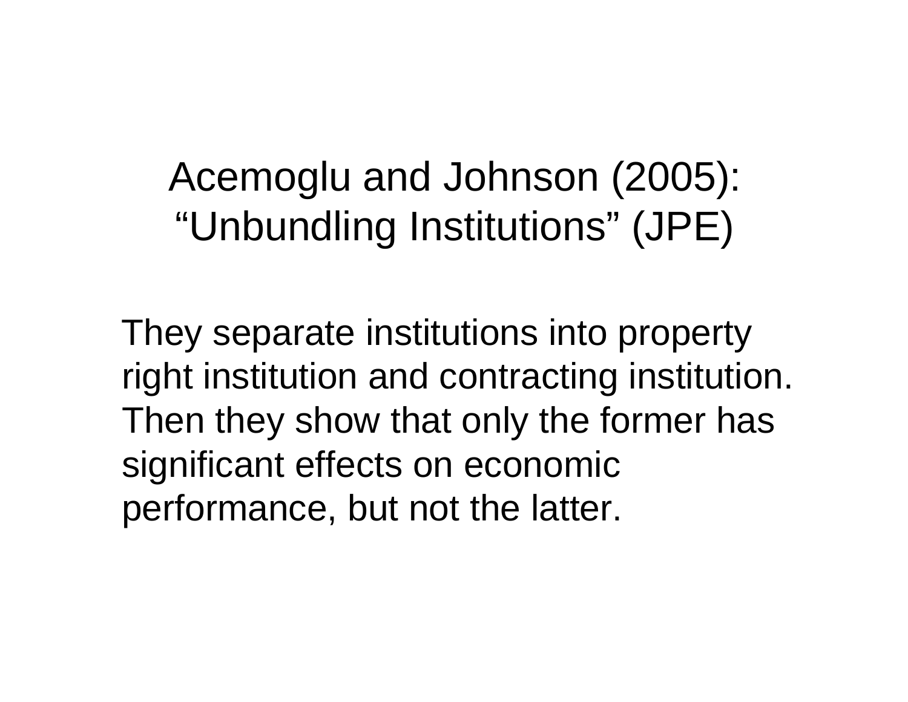# Acemoglu and Johnson (2005): “Unbundling Institutions” (JPE)

They separate institutions into property right institution and contracting institution. Then they show that only the former has significant effects on economic performance, but not the latter.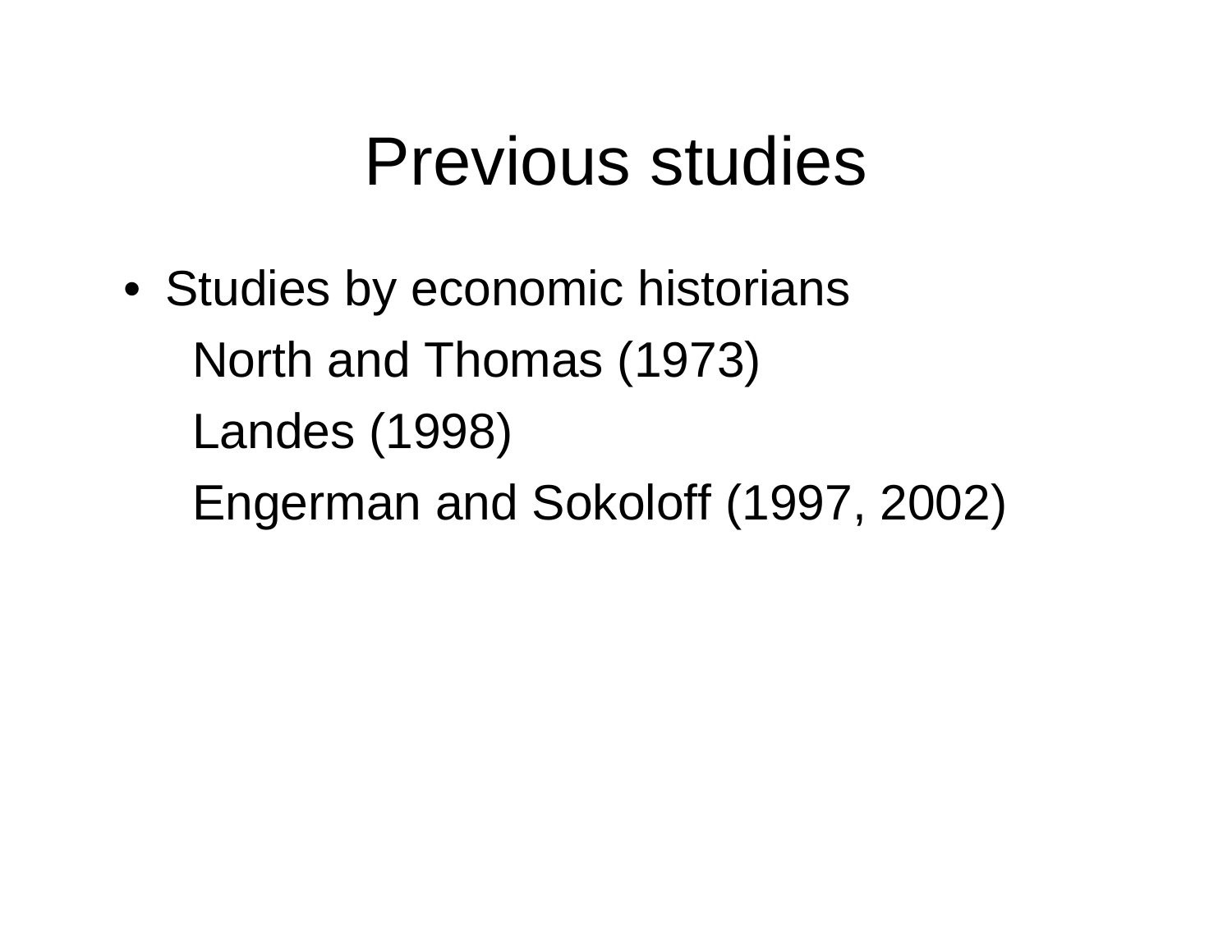# Previous studies

- Studies by economic historians

  North and Thomas (1973)

  Landes (1998)

  Engerman and Sokoloff (1997, 2002)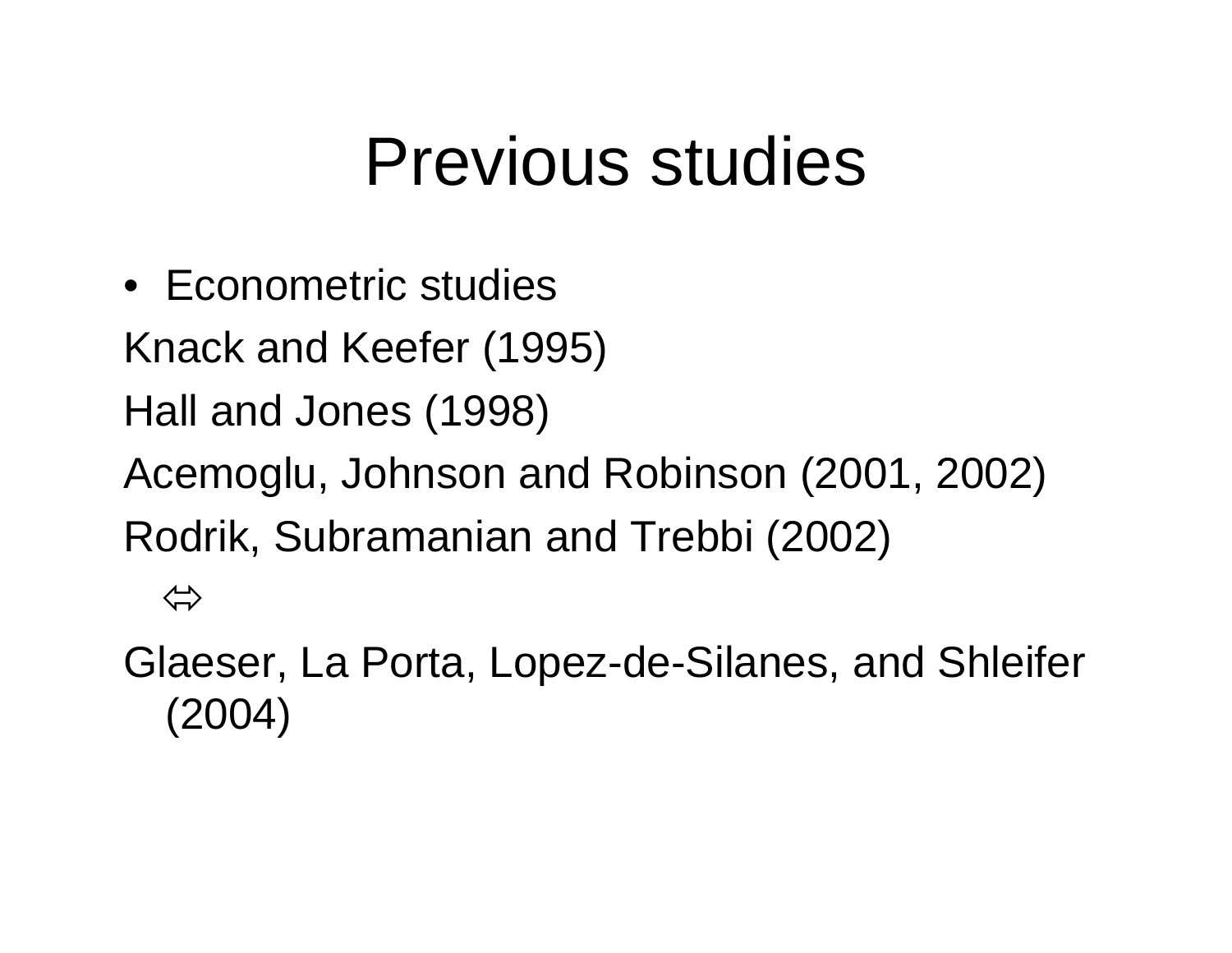# Previous studies

- Econometric studies

Knack and Keefer (1995)

Hall and Jones (1998)

Acemoglu, Johnson and Robinson (2001, 2002)

Rodrik, Subramanian and Trebbi (2002)

⇔

Glaeser, La Porta, Lopez-de-Silanes, and Shleifer (2004)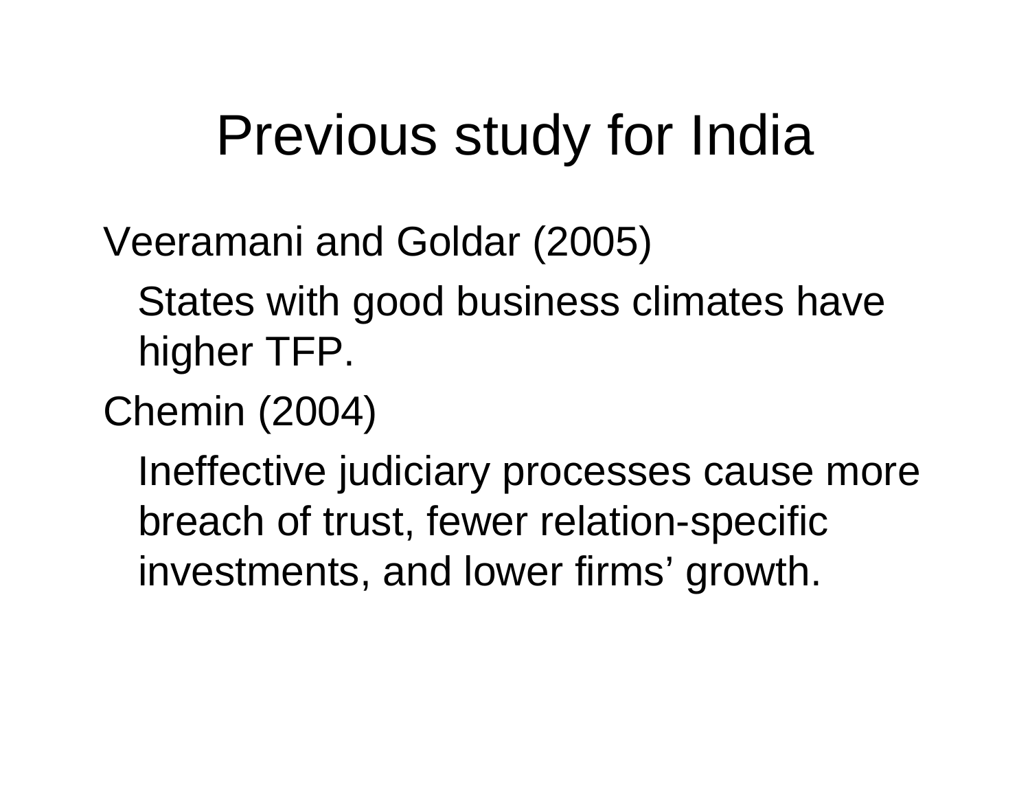# Previous study for India

Veeramani and Goldar (2005)

States with good business climates have higher TFP.

Chemin (2004)

Ineffective judiciary processes cause more breach of trust, fewer relation-specific investments, and lower firms' growth.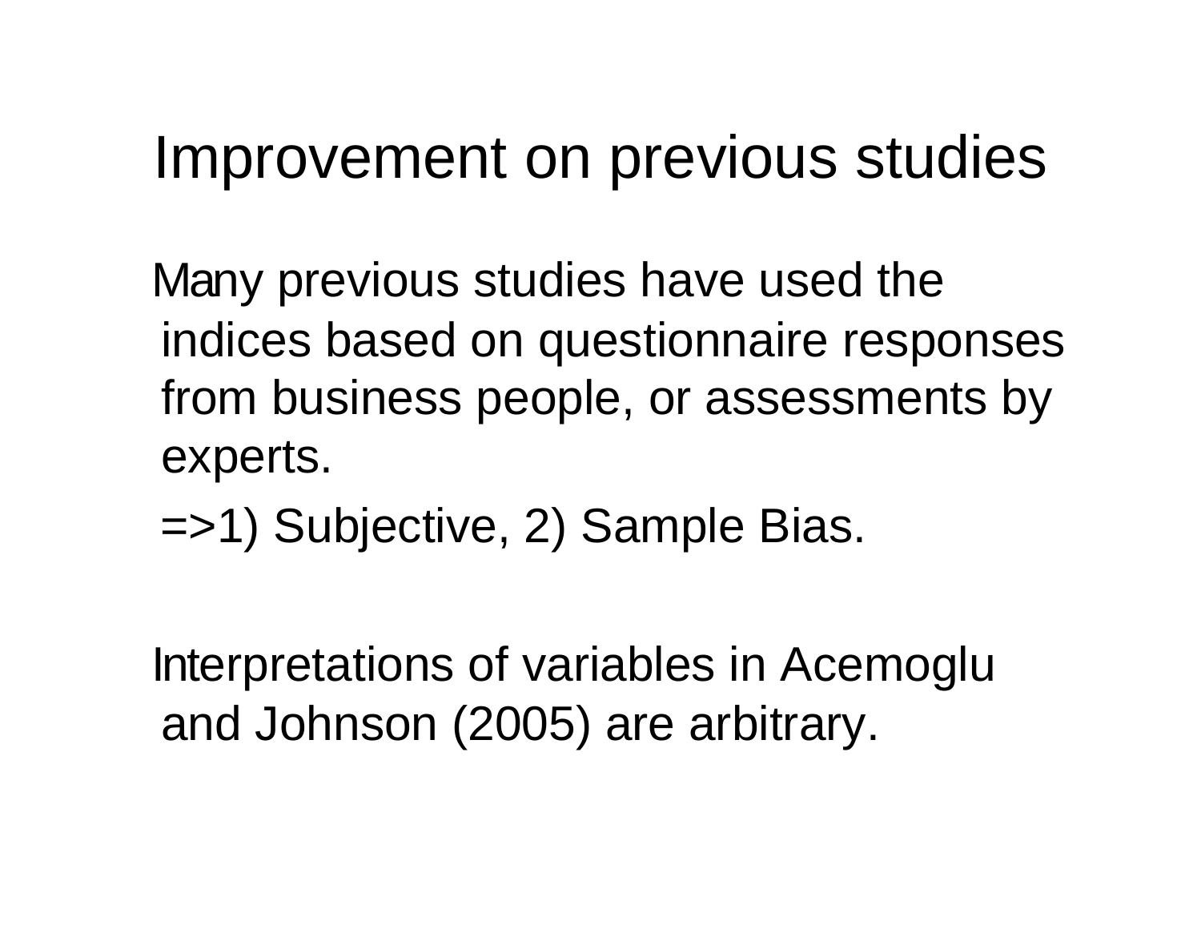# Improvement on previous studies

Many previous studies have used the indices based on questionnaire responses from business people, or assessments by experts.

=>1) Subjective, 2) Sample Bias.

Interpretations of variables in Acemoglu and Johnson (2005) are arbitrary.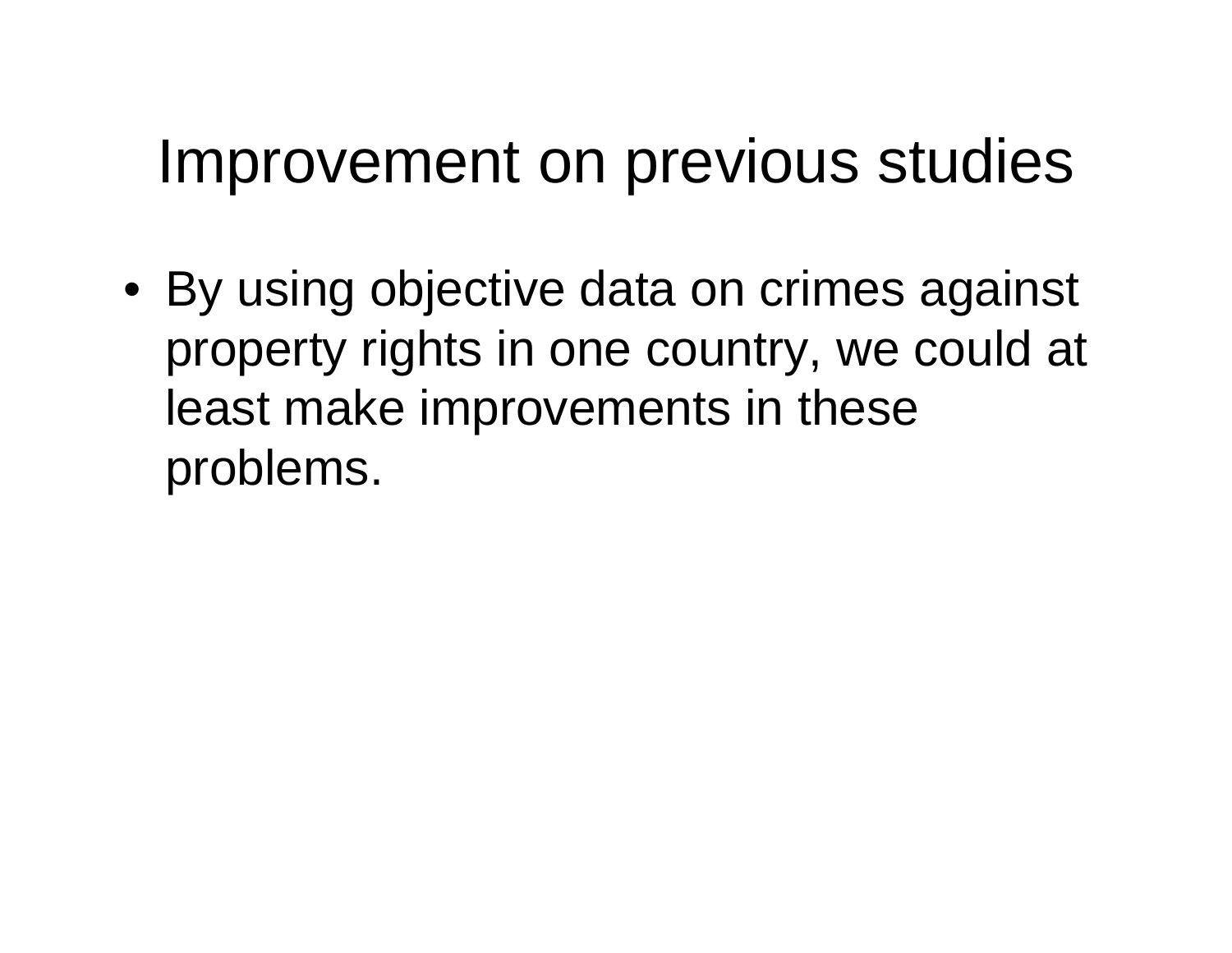# Improvement on previous studies

- By using objective data on crimes against property rights in one country, we could at least make improvements in these problems.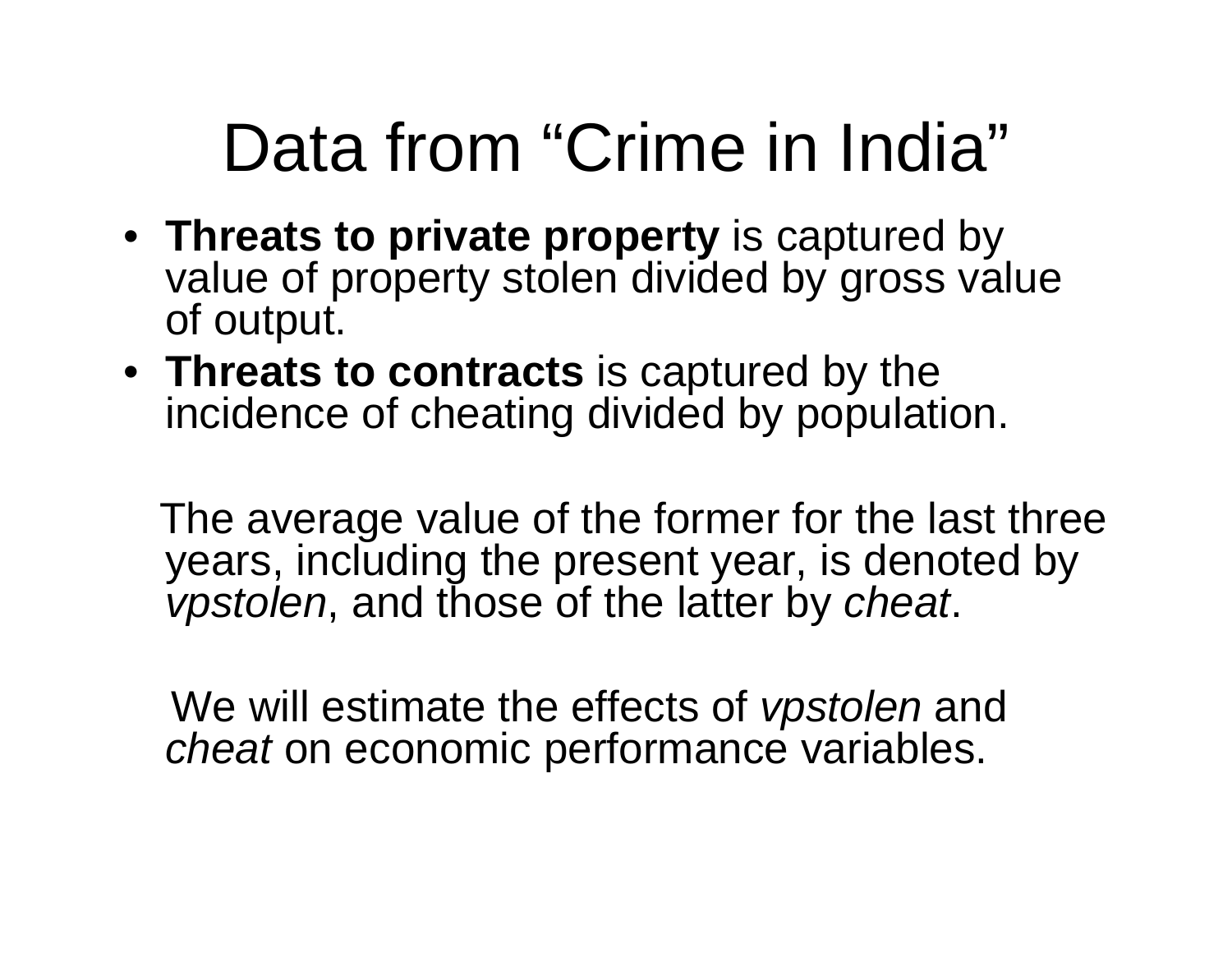# Data from "Crime in India"

- **Threats to private property** is captured by value of property stolen divided by gross value of output.
- **Threats to contracts** is captured by the incidence of cheating divided by population.

The average value of the former for the last three years, including the present year, is denoted by *vpstolen*, and those of the latter by *cheat*.

We will estimate the effects of *vpstolen* and *cheat* on economic performance variables.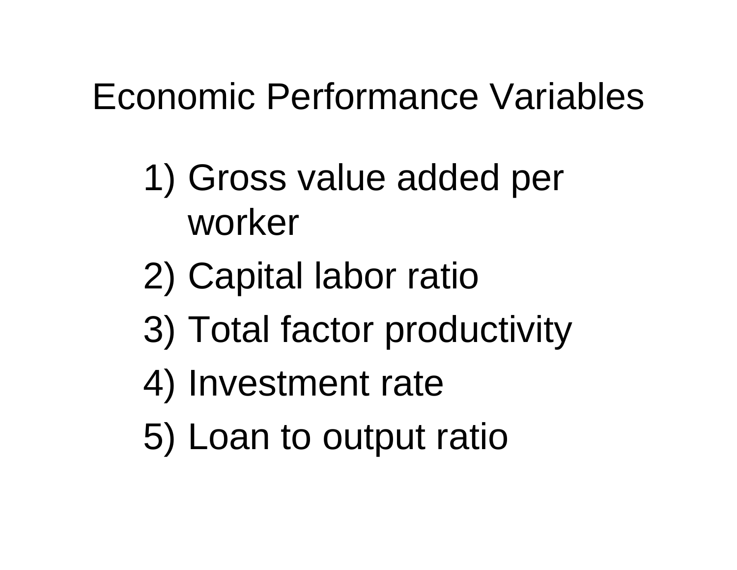# Economic Performance Variables

1) Gross value added per worker
2) Capital labor ratio
3) Total factor productivity
4) Investment rate
5) Loan to output ratio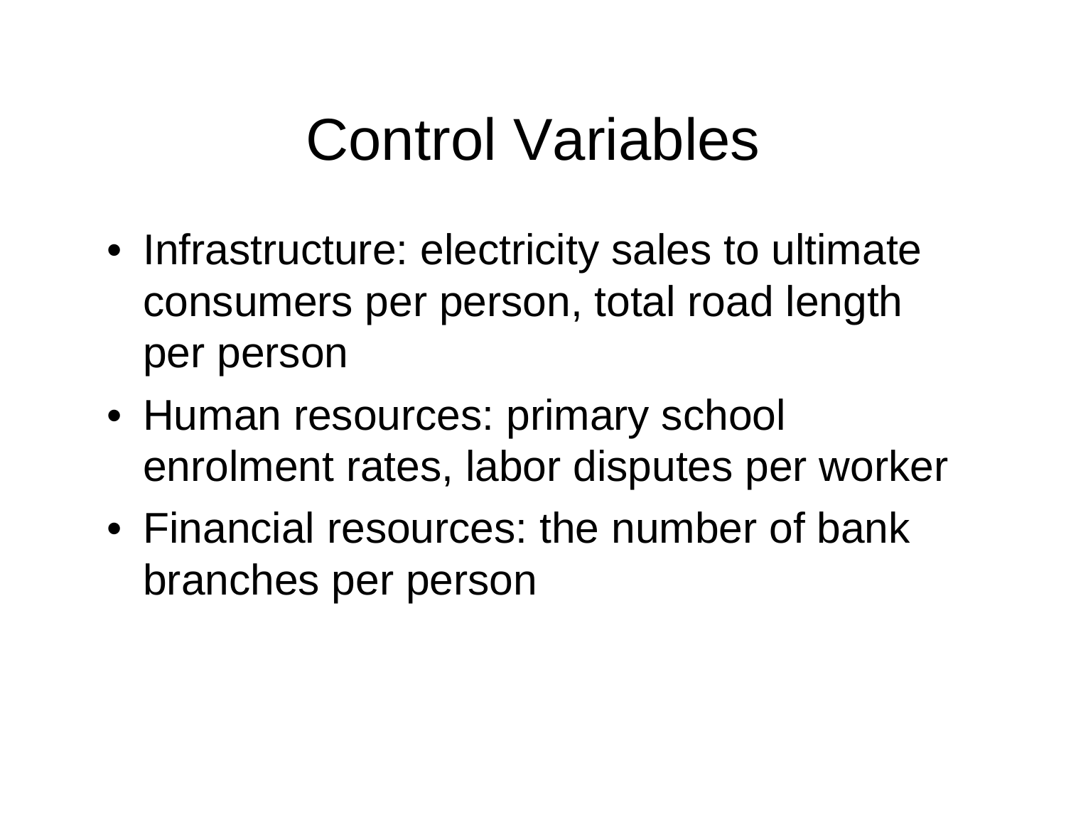# Control Variables

- Infrastructure: electricity sales to ultimate consumers per person, total road length per person
- Human resources: primary school enrolment rates, labor disputes per worker
- Financial resources: the number of bank branches per person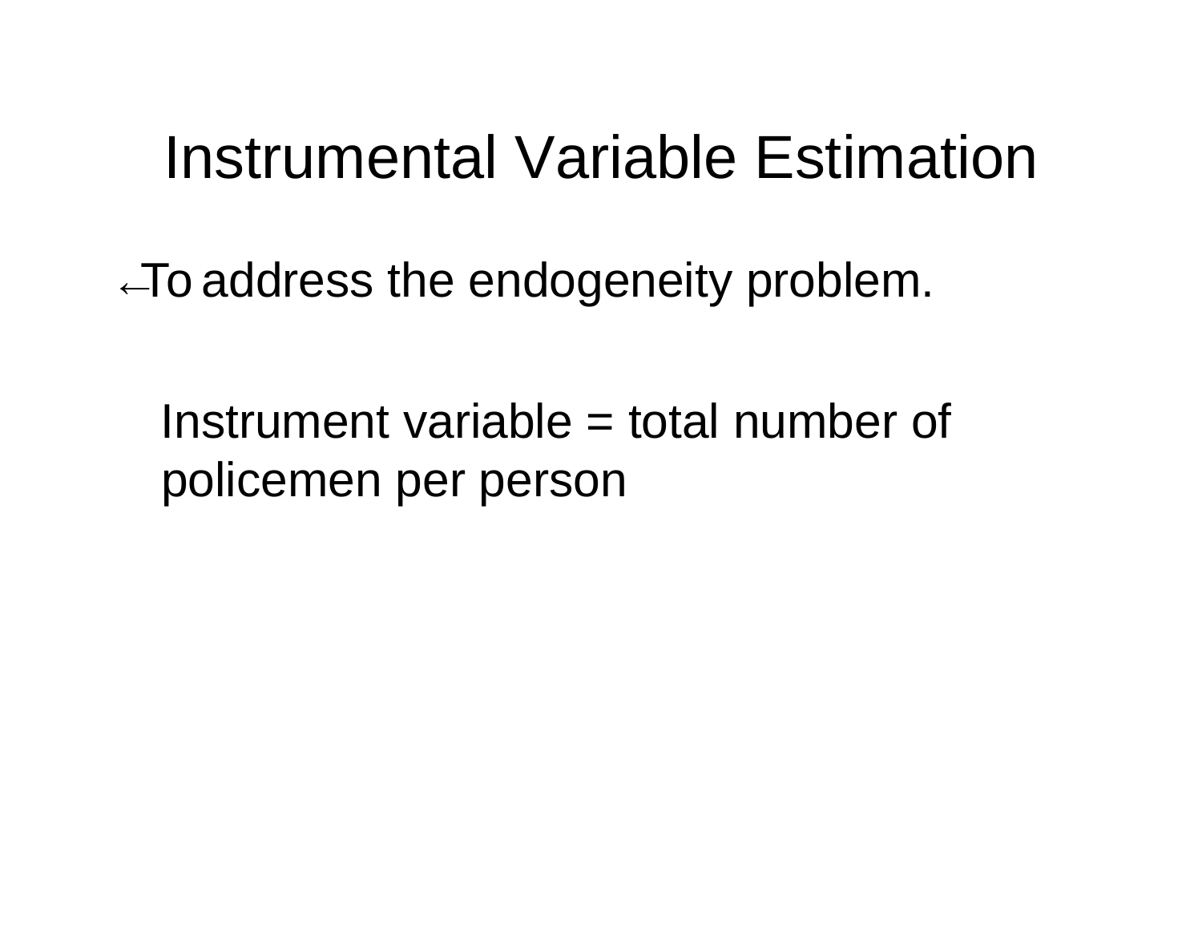# Instrumental Variable Estimation

- To address the endogeneity problem.

  Instrument variable = total number of policemen per person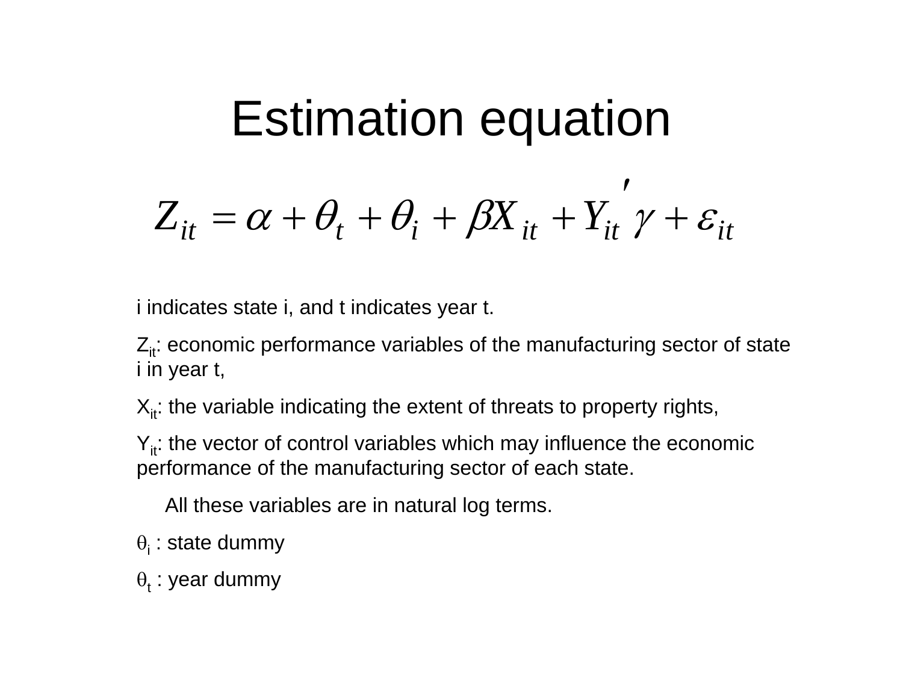# Estimation equation

$$Z_{it} = \alpha + \theta_t + \theta_i + \beta X_{it} + Y_{it}{}' \gamma + \varepsilon_{it}$$

i indicates state i, and t indicates year t.

$Z_{it}$: economic performance variables of the manufacturing sector of state i in year t,

$X_{it}$: the variable indicating the extent of threats to property rights,

$Y_{it}$: the vector of control variables which may influence the economic performance of the manufacturing sector of each state.

All these variables are in natural log terms.

$\theta_i$ : state dummy

$\theta_t$ : year dummy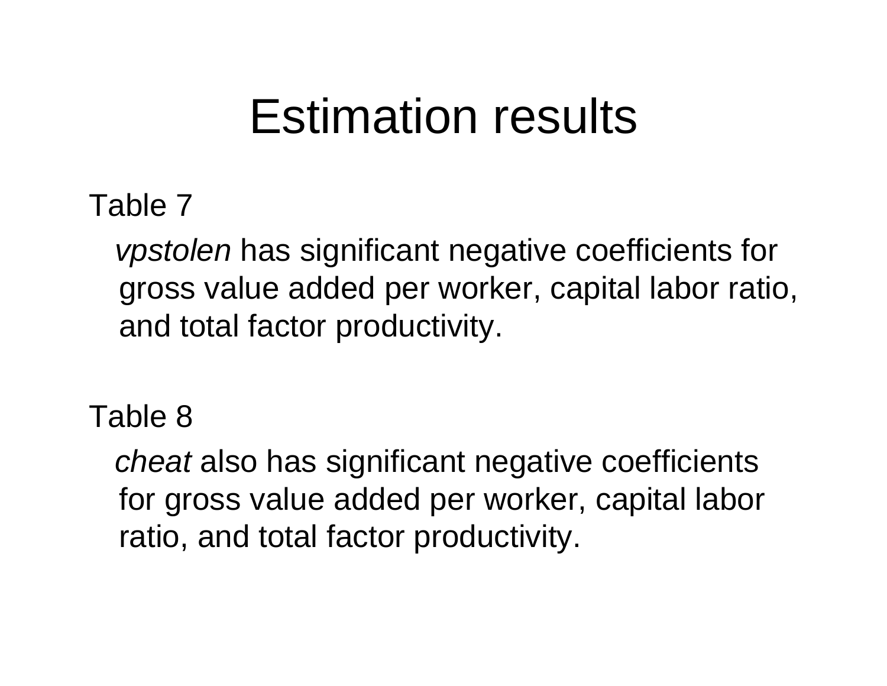# Estimation results

Table 7

*vpstolen* has significant negative coefficients for gross value added per worker, capital labor ratio, and total factor productivity.

Table 8

*cheat* also has significant negative coefficients for gross value added per worker, capital labor ratio, and total factor productivity.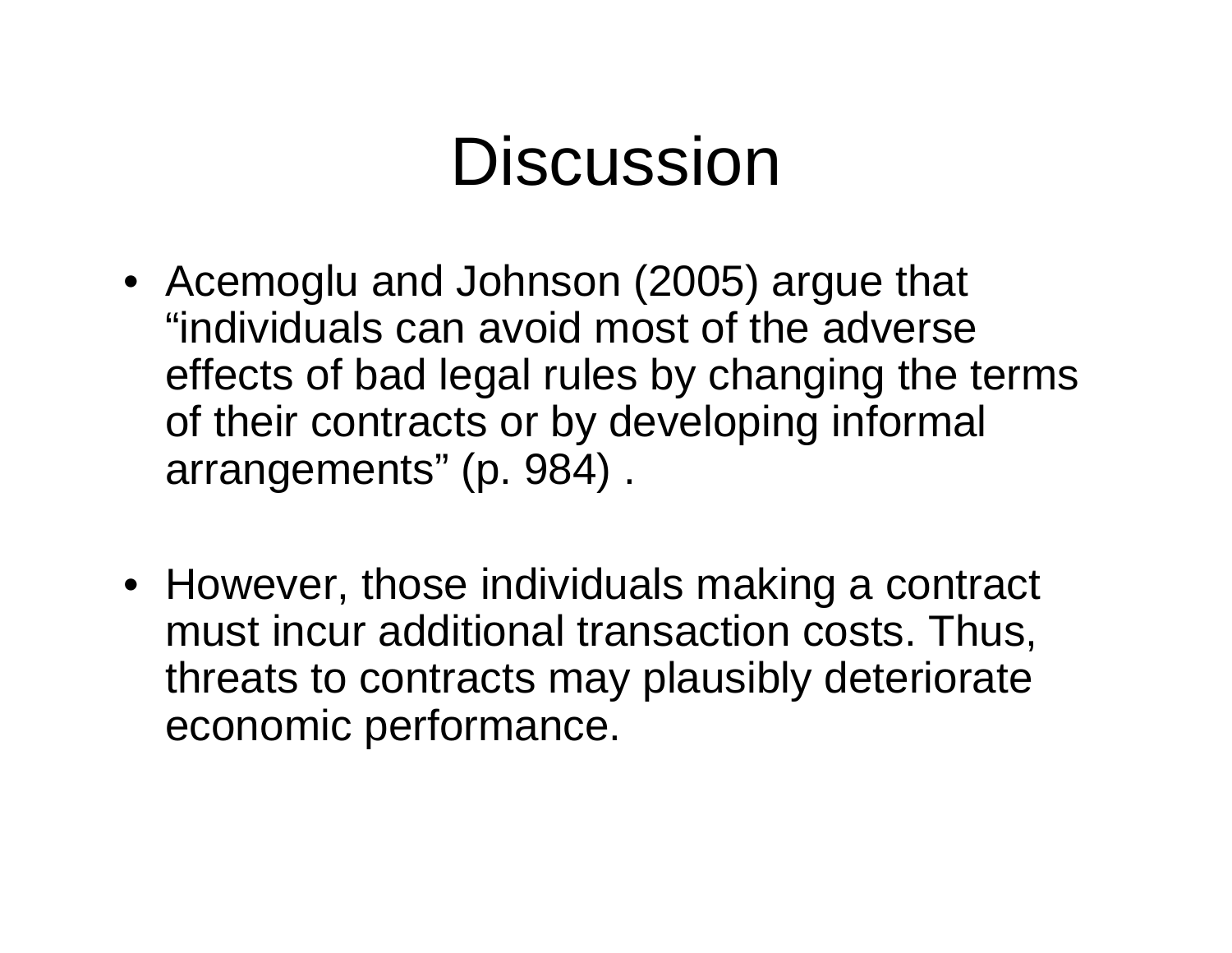# Discussion

- Acemoglu and Johnson (2005) argue that “individuals can avoid most of the adverse effects of bad legal rules by changing the terms of their contracts or by developing informal arrangements” (p. 984) .

- However, those individuals making a contract must incur additional transaction costs. Thus, threats to contracts may plausibly deteriorate economic performance.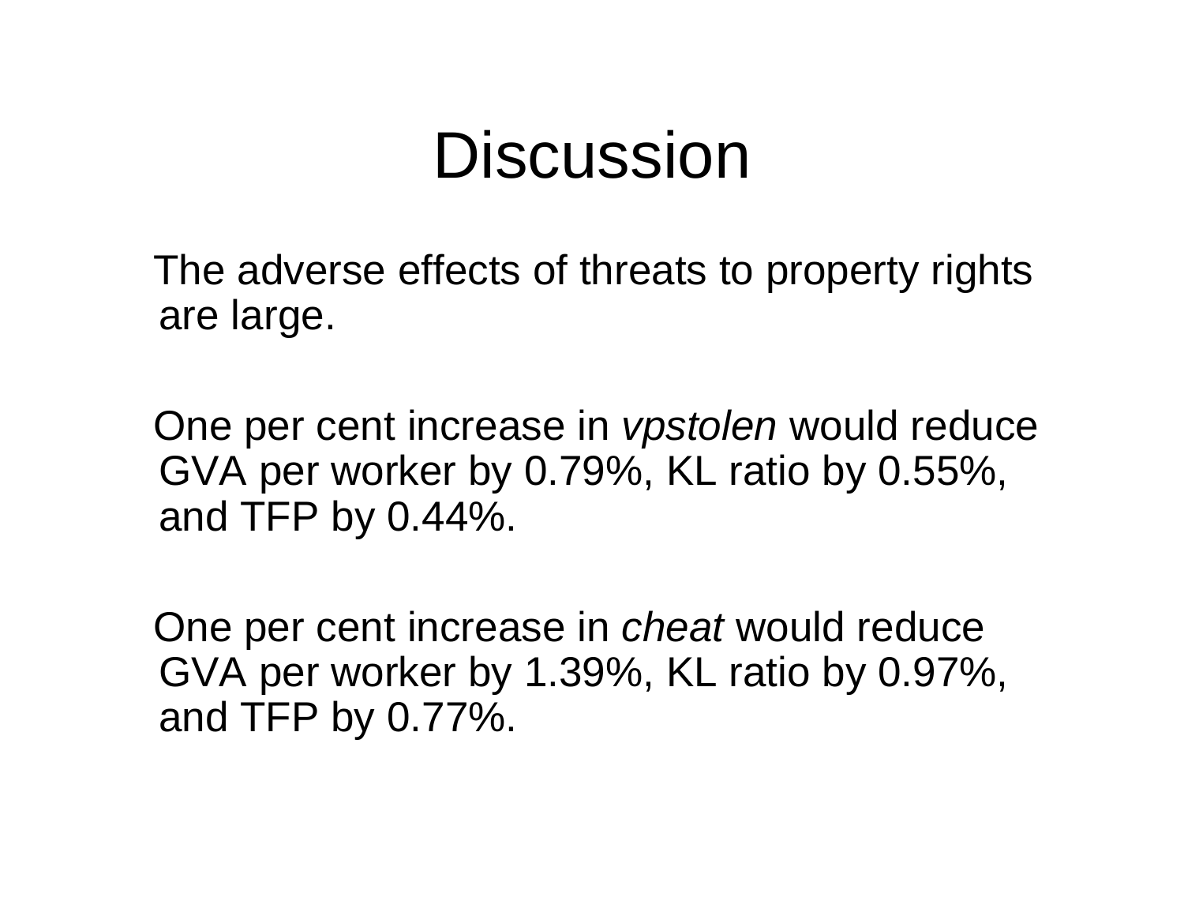# Discussion

The adverse effects of threats to property rights are large.

One per cent increase in *vpstolen* would reduce GVA per worker by 0.79%, KL ratio by 0.55%, and TFP by 0.44%.

One per cent increase in *cheat* would reduce GVA per worker by 1.39%, KL ratio by 0.97%, and TFP by 0.77%.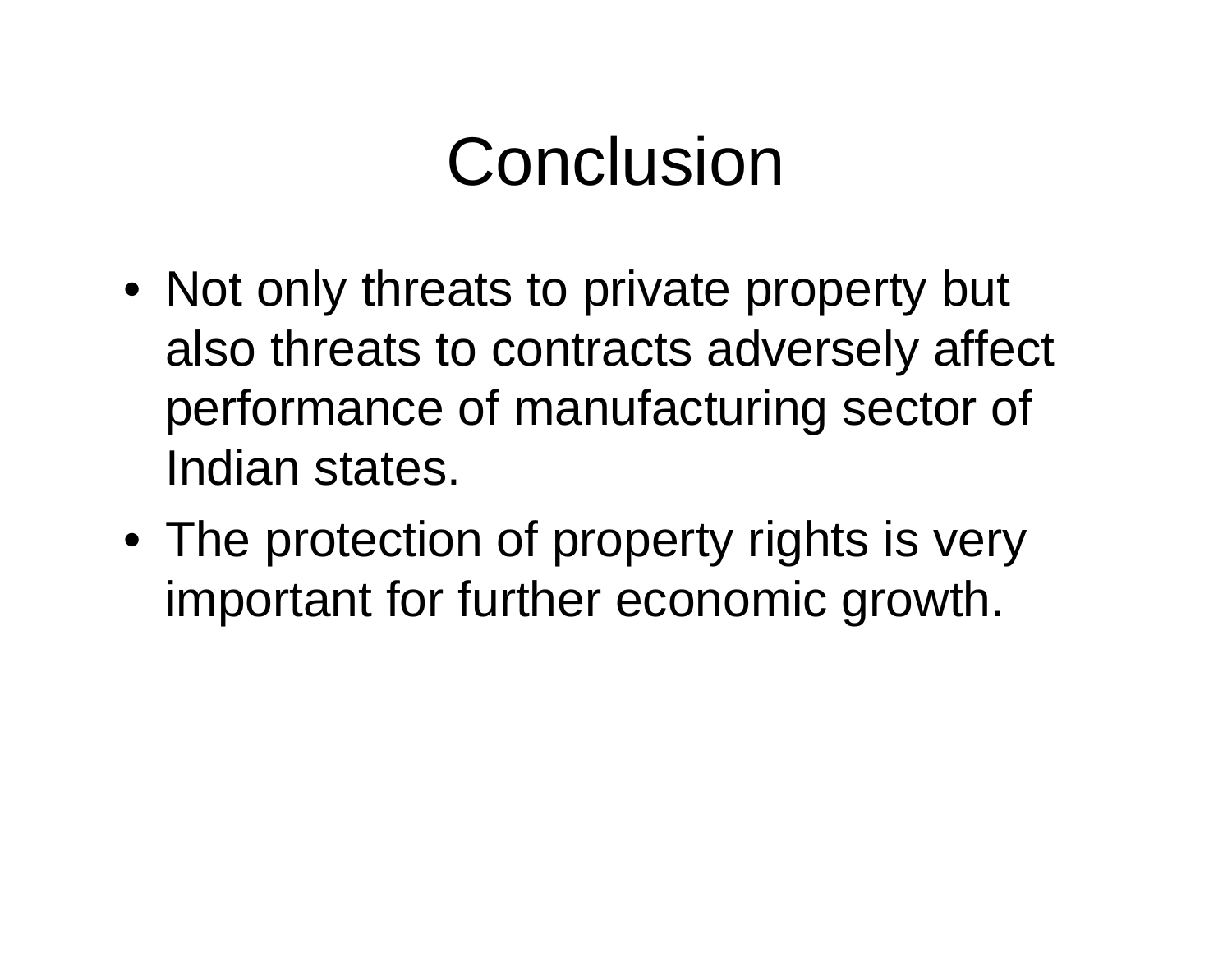# Conclusion

- Not only threats to private property but also threats to contracts adversely affect performance of manufacturing sector of Indian states.
- The protection of property rights is very important for further economic growth.